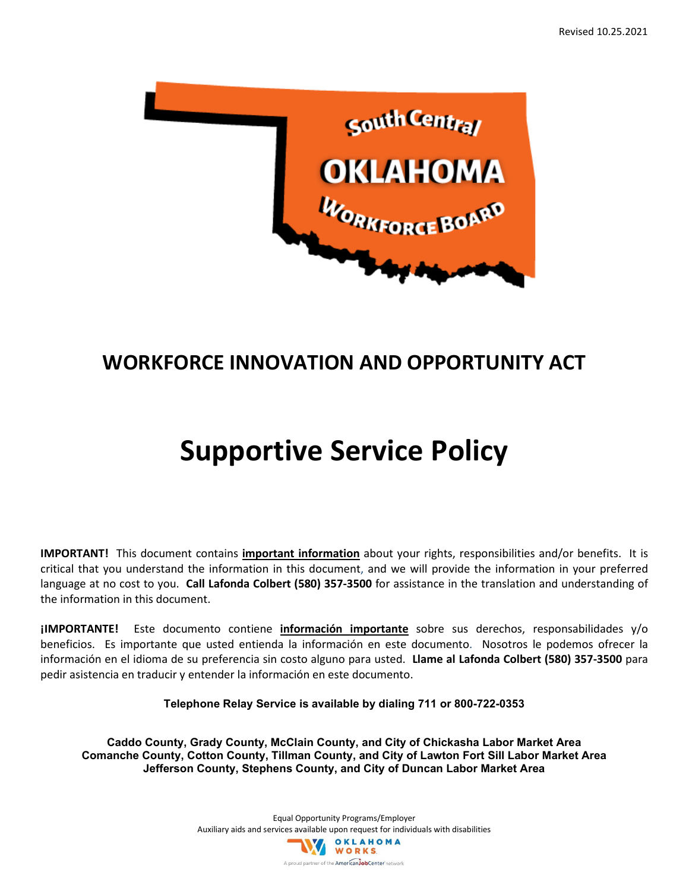Revised 10.25.2021

South Central OKLAHOMA Workforce Board

# WORKFORCE INNOVATION AND OPPORTUNITY ACT

# Supportive Service Policy

**IMPORTANT!** This document contains **important information** about your rights, responsibilities and/or benefits. It is critical that you understand the information in this document, and we will provide the information in your preferred language at no cost to you. **Call Lafonda Colbert (580) 357-3500** for assistance in the translation and understanding of the information in this document.

**¡IMPORTANTE!** Este documento contiene **información importante** sobre sus derechos, responsabilidades y/o beneficios. Es importante que usted entienda la información en este documento. Nosotros le podemos ofrecer la información en el idioma de su preferencia sin costo alguno para usted. **Llame al Lafonda Colbert (580) 357-3500** para pedir asistencia en traducir y entender la información en este documento.

**Telephone Relay Service is available by dialing 711 or 800-722-0353**

**Caddo County, Grady County, McClain County, and City of Chickasha Labor Market Area**
**Comanche County, Cotton County, Tillman County, and City of Lawton Fort Sill Labor Market Area**
**Jefferson County, Stephens County, and City of Duncan Labor Market Area**

Equal Opportunity Programs/Employer
Auxiliary aids and services available upon request for individuals with disabilities

OKLAHOMA WORKS
A proud partner of the AmericanJobCenter network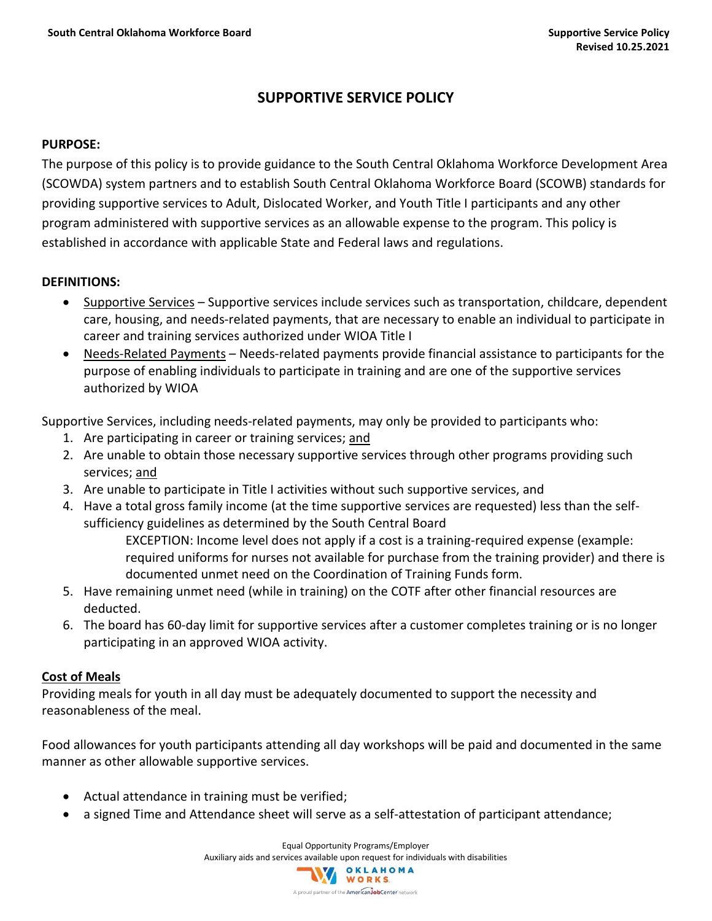# SUPPORTIVE SERVICE POLICY

**PURPOSE:**

The purpose of this policy is to provide guidance to the South Central Oklahoma Workforce Development Area (SCOWDA) system partners and to establish South Central Oklahoma Workforce Board (SCOWB) standards for providing supportive services to Adult, Dislocated Worker, and Youth Title I participants and any other program administered with supportive services as an allowable expense to the program. This policy is established in accordance with applicable State and Federal laws and regulations.

**DEFINITIONS:**

- Supportive Services – Supportive services include services such as transportation, childcare, dependent care, housing, and needs-related payments, that are necessary to enable an individual to participate in career and training services authorized under WIOA Title I
- Needs-Related Payments – Needs-related payments provide financial assistance to participants for the purpose of enabling individuals to participate in training and are one of the supportive services authorized by WIOA

Supportive Services, including needs-related payments, may only be provided to participants who:

1. Are participating in career or training services; and
2. Are unable to obtain those necessary supportive services through other programs providing such services; and
3. Are unable to participate in Title I activities without such supportive services, and
4. Have a total gross family income (at the time supportive services are requested) less than the self-sufficiency guidelines as determined by the South Central Board

   EXCEPTION: Income level does not apply if a cost is a training-required expense (example: required uniforms for nurses not available for purchase from the training provider) and there is documented unmet need on the Coordination of Training Funds form.
5. Have remaining unmet need (while in training) on the COTF after other financial resources are deducted.
6. The board has 60-day limit for supportive services after a customer completes training or is no longer participating in an approved WIOA activity.

**Cost of Meals**

Providing meals for youth in all day must be adequately documented to support the necessity and reasonableness of the meal.

Food allowances for youth participants attending all day workshops will be paid and documented in the same manner as other allowable supportive services.

- Actual attendance in training must be verified;
- a signed Time and Attendance sheet will serve as a self-attestation of participant attendance;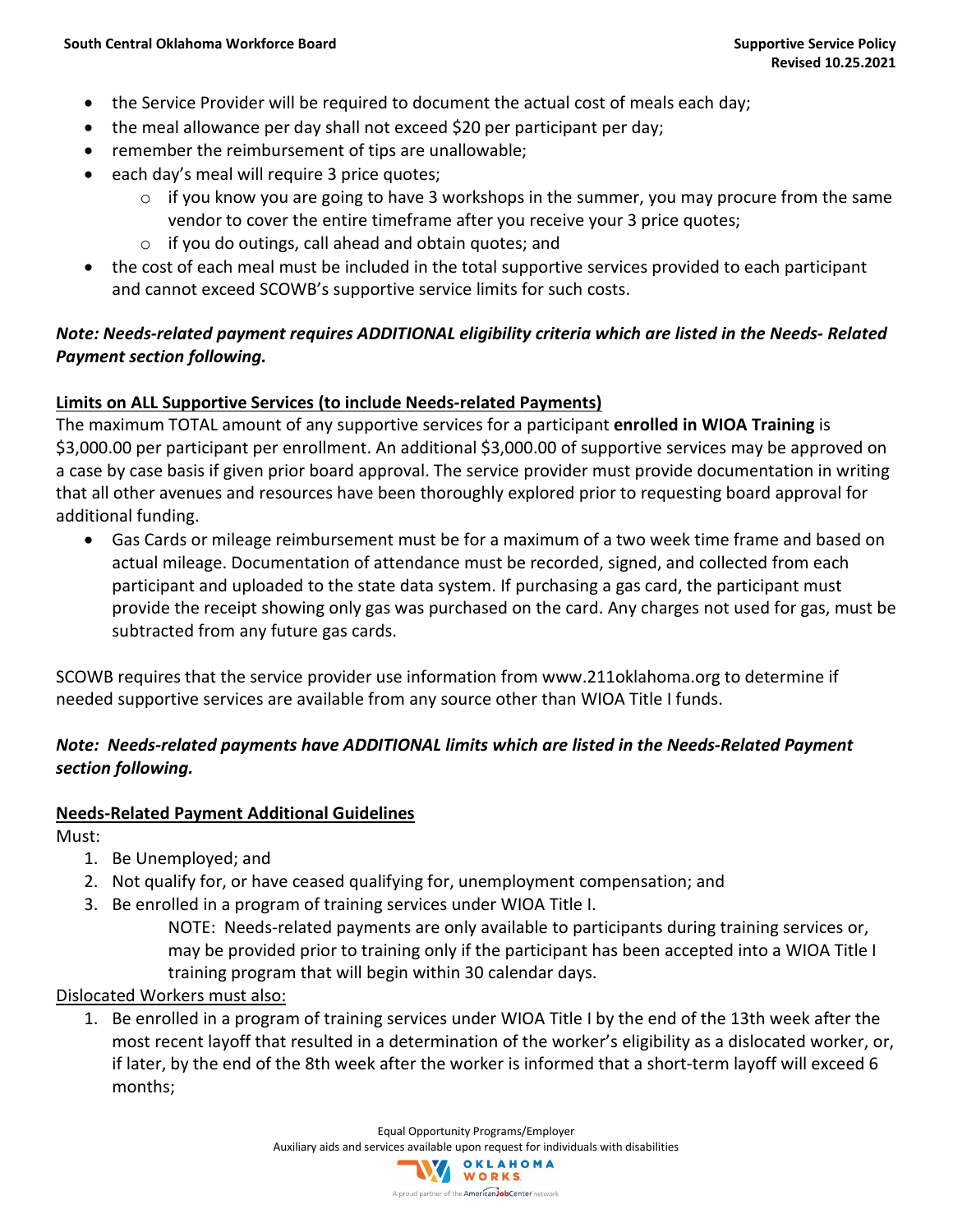- the Service Provider will be required to document the actual cost of meals each day;
- the meal allowance per day shall not exceed $20 per participant per day;
- remember the reimbursement of tips are unallowable;
- each day's meal will require 3 price quotes;
  - if you know you are going to have 3 workshops in the summer, you may procure from the same vendor to cover the entire timeframe after you receive your 3 price quotes;
  - if you do outings, call ahead and obtain quotes; and
- the cost of each meal must be included in the total supportive services provided to each participant and cannot exceed SCOWB's supportive service limits for such costs.

***Note: Needs-related payment requires ADDITIONAL eligibility criteria which are listed in the Needs- Related Payment section following.***

**Limits on ALL Supportive Services (to include Needs-related Payments)**

The maximum TOTAL amount of any supportive services for a participant **enrolled in WIOA Training** is $3,000.00 per participant per enrollment. An additional $3,000.00 of supportive services may be approved on a case by case basis if given prior board approval. The service provider must provide documentation in writing that all other avenues and resources have been thoroughly explored prior to requesting board approval for additional funding.

- Gas Cards or mileage reimbursement must be for a maximum of a two week time frame and based on actual mileage. Documentation of attendance must be recorded, signed, and collected from each participant and uploaded to the state data system. If purchasing a gas card, the participant must provide the receipt showing only gas was purchased on the card. Any charges not used for gas, must be subtracted from any future gas cards.

SCOWB requires that the service provider use information from www.211oklahoma.org to determine if needed supportive services are available from any source other than WIOA Title I funds.

***Note: Needs-related payments have ADDITIONAL limits which are listed in the Needs-Related Payment section following.***

**Needs-Related Payment Additional Guidelines**

Must:

1. Be Unemployed; and
2. Not qualify for, or have ceased qualifying for, unemployment compensation; and
3. Be enrolled in a program of training services under WIOA Title I.

   NOTE: Needs-related payments are only available to participants during training services or, may be provided prior to training only if the participant has been accepted into a WIOA Title I training program that will begin within 30 calendar days.

Dislocated Workers must also:

1. Be enrolled in a program of training services under WIOA Title I by the end of the 13th week after the most recent layoff that resulted in a determination of the worker's eligibility as a dislocated worker, or, if later, by the end of the 8th week after the worker is informed that a short-term layoff will exceed 6 months;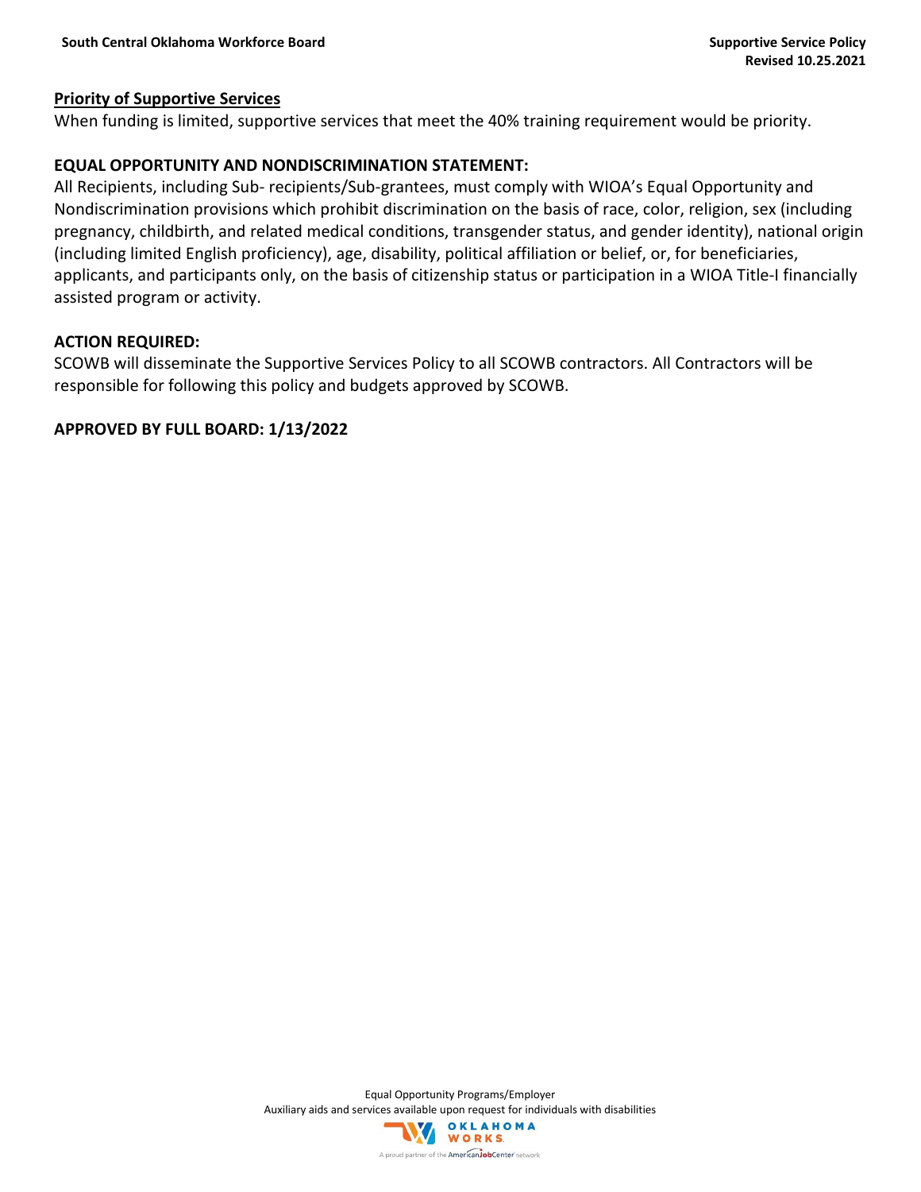**Priority of Supportive Services**

When funding is limited, supportive services that meet the 40% training requirement would be priority.

**EQUAL OPPORTUNITY AND NONDISCRIMINATION STATEMENT:**

All Recipients, including Sub- recipients/Sub-grantees, must comply with WIOA's Equal Opportunity and Nondiscrimination provisions which prohibit discrimination on the basis of race, color, religion, sex (including pregnancy, childbirth, and related medical conditions, transgender status, and gender identity), national origin (including limited English proficiency), age, disability, political affiliation or belief, or, for beneficiaries, applicants, and participants only, on the basis of citizenship status or participation in a WIOA Title-I financially assisted program or activity.

**ACTION REQUIRED:**

SCOWB will disseminate the Supportive Services Policy to all SCOWB contractors. All Contractors will be responsible for following this policy and budgets approved by SCOWB.

**APPROVED BY FULL BOARD: 1/13/2022**